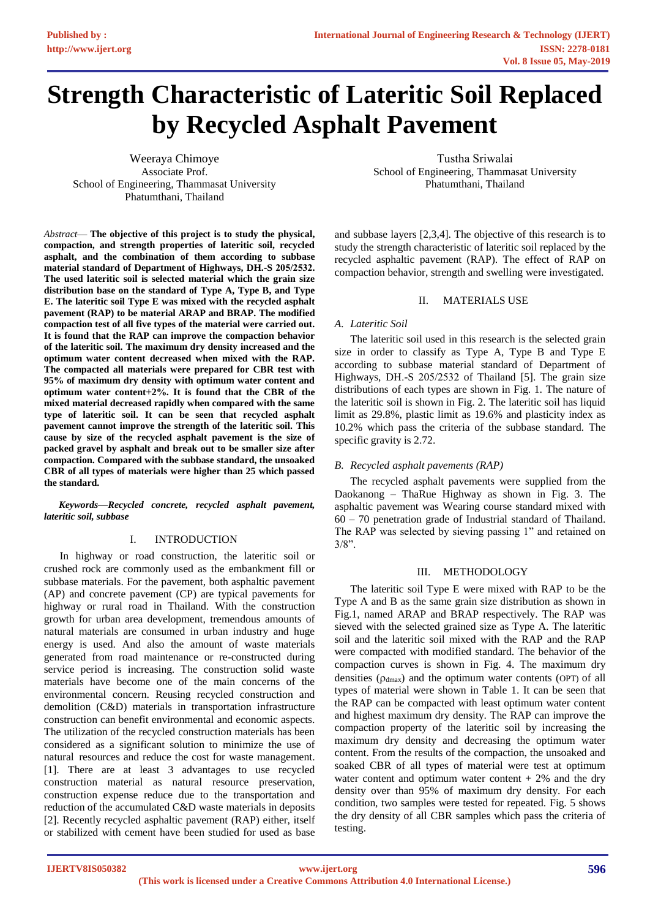# Strength Characteristic of Lateritic Soil Replaced by Recycled Asphalt Pavement

Weeraya Chimoye
Associate Prof.
School of Engineering, Thammasat University
Phatumthani, Thailand

Tustha Sriwalai
School of Engineering, Thammasat University
Phatumthani, Thailand

*Abstract*— **The objective of this project is to study the physical, compaction, and strength properties of lateritic soil, recycled asphalt, and the combination of them according to subbase material standard of Department of Highways, DH.-S 205/2532. The used lateritic soil is selected material which the grain size distribution base on the standard of Type A, Type B, and Type E. The lateritic soil Type E was mixed with the recycled asphalt pavement (RAP) to be material ARAP and BRAP. The modified compaction test of all five types of the material were carried out. It is found that the RAP can improve the compaction behavior of the lateritic soil. The maximum dry density increased and the optimum water content decreased when mixed with the RAP. The compacted all materials were prepared for CBR test with 95% of maximum dry density with optimum water content and optimum water content+2%. It is found that the CBR of the mixed material decreased rapidly when compared with the same type of lateritic soil. It can be seen that recycled asphalt pavement cannot improve the strength of the lateritic soil. This cause by size of the recycled asphalt pavement is the size of packed gravel by asphalt and break out to be smaller size after compaction. Compared with the subbase standard, the unsoaked CBR of all types of materials were higher than 25 which passed the standard.**

***Keywords—Recycled concrete, recycled asphalt pavement, lateritic soil, subbase***

## I. INTRODUCTION

In highway or road construction, the lateritic soil or crushed rock are commonly used as the embankment fill or subbase materials. For the pavement, both asphaltic pavement (AP) and concrete pavement (CP) are typical pavements for highway or rural road in Thailand. With the construction growth for urban area development, tremendous amounts of natural materials are consumed in urban industry and huge energy is used. And also the amount of waste materials generated from road maintenance or re-constructed during service period is increasing. The construction solid waste materials have become one of the main concerns of the environmental concern. Reusing recycled construction and demolition (C&D) materials in transportation infrastructure construction can benefit environmental and economic aspects. The utilization of the recycled construction materials has been considered as a significant solution to minimize the use of natural resources and reduce the cost for waste management. [1]. There are at least 3 advantages to use recycled construction material as natural resource preservation, construction expense reduce due to the transportation and reduction of the accumulated C&D waste materials in deposits [2]. Recently recycled asphaltic pavement (RAP) either, itself or stabilized with cement have been studied for used as base and subbase layers [2,3,4]. The objective of this research is to study the strength characteristic of lateritic soil replaced by the recycled asphaltic pavement (RAP). The effect of RAP on compaction behavior, strength and swelling were investigated.

## II. MATERIALS USE

### *A. Lateritic Soil*

The lateritic soil used in this research is the selected grain size in order to classify as Type A, Type B and Type E according to subbase material standard of Department of Highways, DH.-S 205/2532 of Thailand [5]. The grain size distributions of each types are shown in Fig. 1. The nature of the lateritic soil is shown in Fig. 2. The lateritic soil has liquid limit as 29.8%, plastic limit as 19.6% and plasticity index as 10.2% which pass the criteria of the subbase standard. The specific gravity is 2.72.

### *B. Recycled asphalt pavements (RAP)*

The recycled asphalt pavements were supplied from the Daokanong – ThaRue Highway as shown in Fig. 3. The asphaltic pavement was Wearing course standard mixed with 60 – 70 penetration grade of Industrial standard of Thailand. The RAP was selected by sieving passing 1" and retained on 3/8".

## III. METHODOLOGY

The lateritic soil Type E were mixed with RAP to be the Type A and B as the same grain size distribution as shown in Fig.1, named ARAP and BRAP respectively. The RAP was sieved with the selected grained size as Type A. The lateritic soil and the lateritic soil mixed with the RAP and the RAP were compacted with modified standard. The behavior of the compaction curves is shown in Fig. 4. The maximum dry densities ($\rho_{dmax}$) and the optimum water contents (OPT) of all types of material were shown in Table 1. It can be seen that the RAP can be compacted with least optimum water content and highest maximum dry density. The RAP can improve the compaction property of the lateritic soil by increasing the maximum dry density and decreasing the optimum water content. From the results of the compaction, the unsoaked and soaked CBR of all types of material were test at optimum water content and optimum water content + 2% and the dry density over than 95% of maximum dry density. For each condition, two samples were tested for repeated. Fig. 5 shows the dry density of all CBR samples which pass the criteria of testing.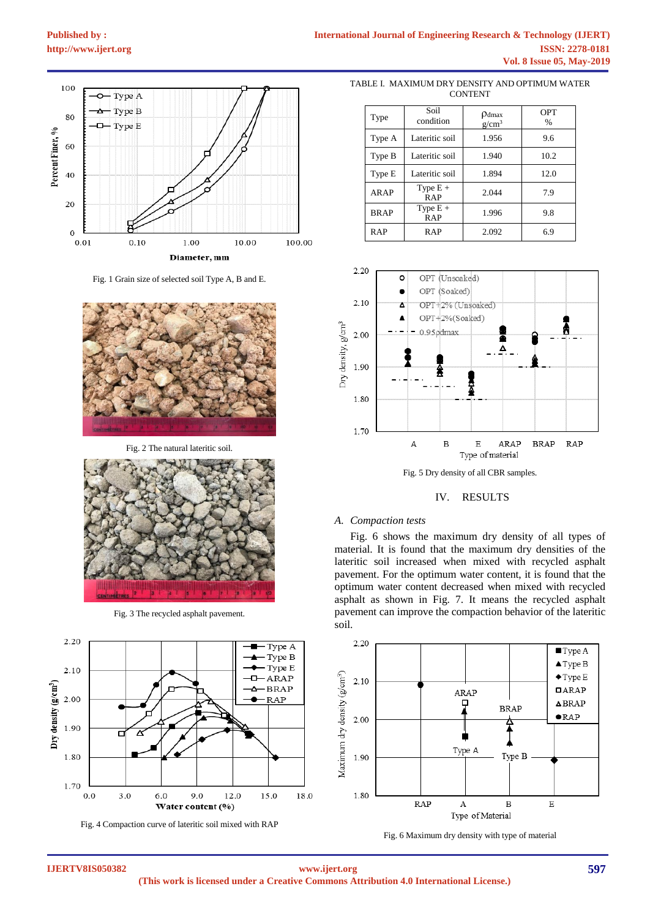Fig. 1 Grain size of selected soil Type A, B and E.

Fig. 2 The natural lateritic soil.

Fig. 3 The recycled asphalt pavement.

Fig. 4 Compaction curve of lateritic soil mixed with RAP

TABLE I. MAXIMUM DRY DENSITY AND OPTIMUM WATER CONTENT

| Type | Soil condition | $\rho_{dmax}$ g/cm$^3$ | OPT % |
|---|---|---|---|
| Type A | Lateritic soil | 1.956 | 9.6 |
| Type B | Lateritic soil | 1.940 | 10.2 |
| Type E | Lateritic soil | 1.894 | 12.0 |
| ARAP | Type E + RAP | 2.044 | 7.9 |
| BRAP | Type E + RAP | 1.996 | 9.8 |
| RAP | RAP | 2.092 | 6.9 |

Fig. 5 Dry density of all CBR samples.

## IV. RESULTS

### *A. Compaction tests*

Fig. 6 shows the maximum dry density of all types of material. It is found that the maximum dry densities of the lateritic soil increased when mixed with recycled asphalt pavement. For the optimum water content, it is found that the optimum water content decreased when mixed with recycled asphalt as shown in Fig. 7. It means the recycled asphalt pavement can improve the compaction behavior of the lateritic soil.

Fig. 6 Maximum dry density with type of material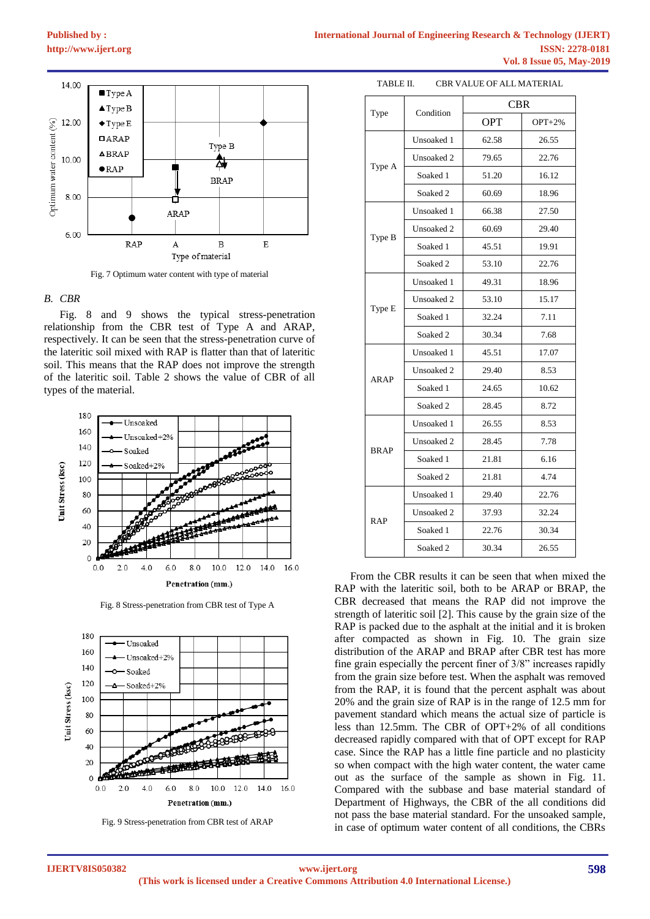Fig. 7 Optimum water content with type of material

## B. CBR

Fig. 8 and 9 shows the typical stress-penetration relationship from the CBR test of Type A and ARAP, respectively. It can be seen that the stress-penetration curve of the lateritic soil mixed with RAP is flatter than that of lateritic soil. This means that the RAP does not improve the strength of the lateritic soil. Table 2 shows the value of CBR of all types of the material.

Fig. 8 Stress-penetration from CBR test of Type A

Fig. 9 Stress-penetration from CBR test of ARAP

TABLE II. CBR VALUE OF ALL MATERIAL

| Type | Condition | CBR | |
|---|---|---|---|
| | | OPT | OPT+2% |
| Type A | Unsoaked 1 | 62.58 | 26.55 |
| | Unsoaked 2 | 79.65 | 22.76 |
| | Soaked 1 | 51.20 | 16.12 |
| | Soaked 2 | 60.69 | 18.96 |
| Type B | Unsoaked 1 | 66.38 | 27.50 |
| | Unsoaked 2 | 60.69 | 29.40 |
| | Soaked 1 | 45.51 | 19.91 |
| | Soaked 2 | 53.10 | 22.76 |
| Type E | Unsoaked 1 | 49.31 | 18.96 |
| | Unsoaked 2 | 53.10 | 15.17 |
| | Soaked 1 | 32.24 | 7.11 |
| | Soaked 2 | 30.34 | 7.68 |
| ARAP | Unsoaked 1 | 45.51 | 17.07 |
| | Unsoaked 2 | 29.40 | 8.53 |
| | Soaked 1 | 24.65 | 10.62 |
| | Soaked 2 | 28.45 | 8.72 |
| BRAP | Unsoaked 1 | 26.55 | 8.53 |
| | Unsoaked 2 | 28.45 | 7.78 |
| | Soaked 1 | 21.81 | 6.16 |
| | Soaked 2 | 21.81 | 4.74 |
| RAP | Unsoaked 1 | 29.40 | 22.76 |
| | Unsoaked 2 | 37.93 | 32.24 |
| | Soaked 1 | 22.76 | 30.34 |
| | Soaked 2 | 30.34 | 26.55 |

From the CBR results it can be seen that when mixed the RAP with the lateritic soil, both to be ARAP or BRAP, the CBR decreased that means the RAP did not improve the strength of lateritic soil [2]. This cause by the grain size of the RAP is packed due to the asphalt at the initial and it is broken after compacted as shown in Fig. 10. The grain size distribution of the ARAP and BRAP after CBR test has more fine grain especially the percent finer of 3/8" increases rapidly from the grain size before test. When the asphalt was removed from the RAP, it is found that the percent asphalt was about 20% and the grain size of RAP is in the range of 12.5 mm for pavement standard which means the actual size of particle is less than 12.5mm. The CBR of OPT+2% of all conditions decreased rapidly compared with that of OPT except for RAP case. Since the RAP has a little fine particle and no plasticity so when compact with the high water content, the water came out as the surface of the sample as shown in Fig. 11. Compared with the subbase and base material standard of Department of Highways, the CBR of the all conditions did not pass the base material standard. For the unsoaked sample, in case of optimum water content of all conditions, the CBRs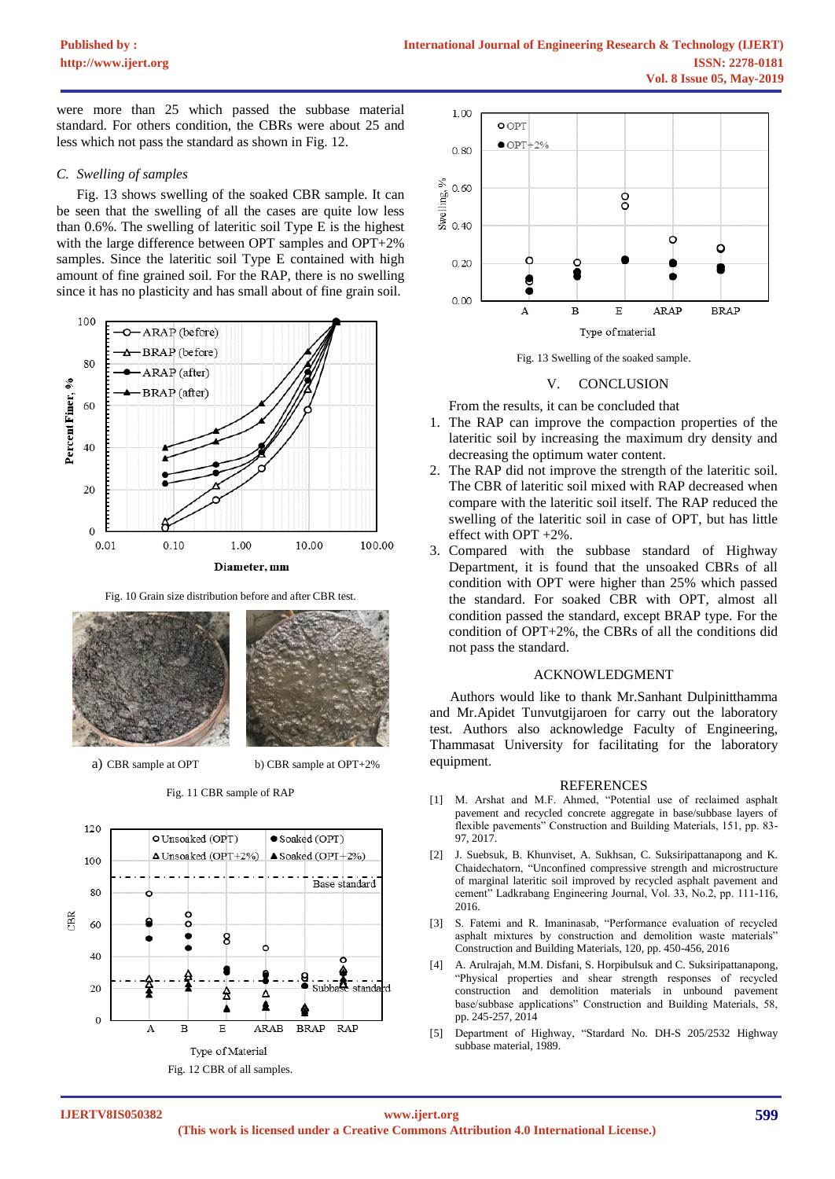were more than 25 which passed the subbase material standard. For others condition, the CBRs were about 25 and less which not pass the standard as shown in Fig. 12.

### C. Swelling of samples

Fig. 13 shows swelling of the soaked CBR sample. It can be seen that the swelling of all the cases are quite low less than 0.6%. The swelling of lateritic soil Type E is the highest with the large difference between OPT samples and OPT+2% samples. Since the lateritic soil Type E contained with high amount of fine grained soil. For the RAP, there is no swelling since it has no plasticity and has small about of fine grain soil.

100
80
60
40
20
0
0.01
0.10
1.00
10.00
100.00
Percent Finer, %
Diameter, mm
ARAP (before)
BRAP (before)
ARAP (after)
BRAP (after)

Fig. 10 Grain size distribution before and after CBR test.

a) CBR sample at OPT

b) CBR sample at OPT+2%

Fig. 11 CBR sample of RAP

120
100
80
60
40
20
0
CBR
Unsoaked (OPT)
Soaked (OPT)
Unsoaked (OPT+2%)
Soaked (OPT+2%)
Base standard
Subbase standard
A
B
E
ARAB
BRAP
RAP
Type of Material

Fig. 12 CBR of all samples.

1.00
0.80
0.60
0.40
0.20
0.00
Swelling, %
OPT
OPT+2%
A
B
E
ARAP
BRAP
Type of material

Fig. 13 Swelling of the soaked sample.

## V. CONCLUSION

From the results, it can be concluded that

1. The RAP can improve the compaction properties of the lateritic soil by increasing the maximum dry density and decreasing the optimum water content.
2. The RAP did not improve the strength of the lateritic soil. The CBR of lateritic soil mixed with RAP decreased when compare with the lateritic soil itself. The RAP reduced the swelling of the lateritic soil in case of OPT, but has little effect with OPT +2%.
3. Compared with the subbase standard of Highway Department, it is found that the unsoaked CBRs of all condition with OPT were higher than 25% which passed the standard. For soaked CBR with OPT, almost all condition passed the standard, except BRAP type. For the condition of OPT+2%, the CBRs of all the conditions did not pass the standard.

## ACKNOWLEDGMENT

Authors would like to thank Mr.Sanhant Dulpinitthamma and Mr.Apidet Tunvutgijaroen for carry out the laboratory test. Authors also acknowledge Faculty of Engineering, Thammasat University for facilitating for the laboratory equipment.

## REFERENCES

[1] M. Arshat and M.F. Ahmed, "Potential use of reclaimed asphalt pavement and recycled concrete aggregate in base/subbase layers of flexible pavements" Construction and Building Materials, 151, pp. 83-97, 2017.

[2] J. Suebsuk, B. Khunviset, A. Sukhsan, C. Suksiripattanapong and K. Chaidechatorn, "Unconfined compressive strength and microstructure of marginal lateritic soil improved by recycled asphalt pavement and cement" Ladkrabang Engineering Journal, Vol. 33, No.2, pp. 111-116, 2016.

[3] S. Fatemi and R. Imaninasab, "Performance evaluation of recycled asphalt mixtures by construction and demolition waste materials" Construction and Building Materials, 120, pp. 450-456, 2016

[4] A. Arulrajah, M.M. Disfani, S. Horpibulsuk and C. Suksiripattanapong, "Physical properties and shear strength responses of recycled construction and demolition materials in unbound pavement base/subbase applications" Construction and Building Materials, 58, pp. 245-257, 2014

[5] Department of Highway, "Stardard No. DH-S 205/2532 Highway subbase material, 1989.